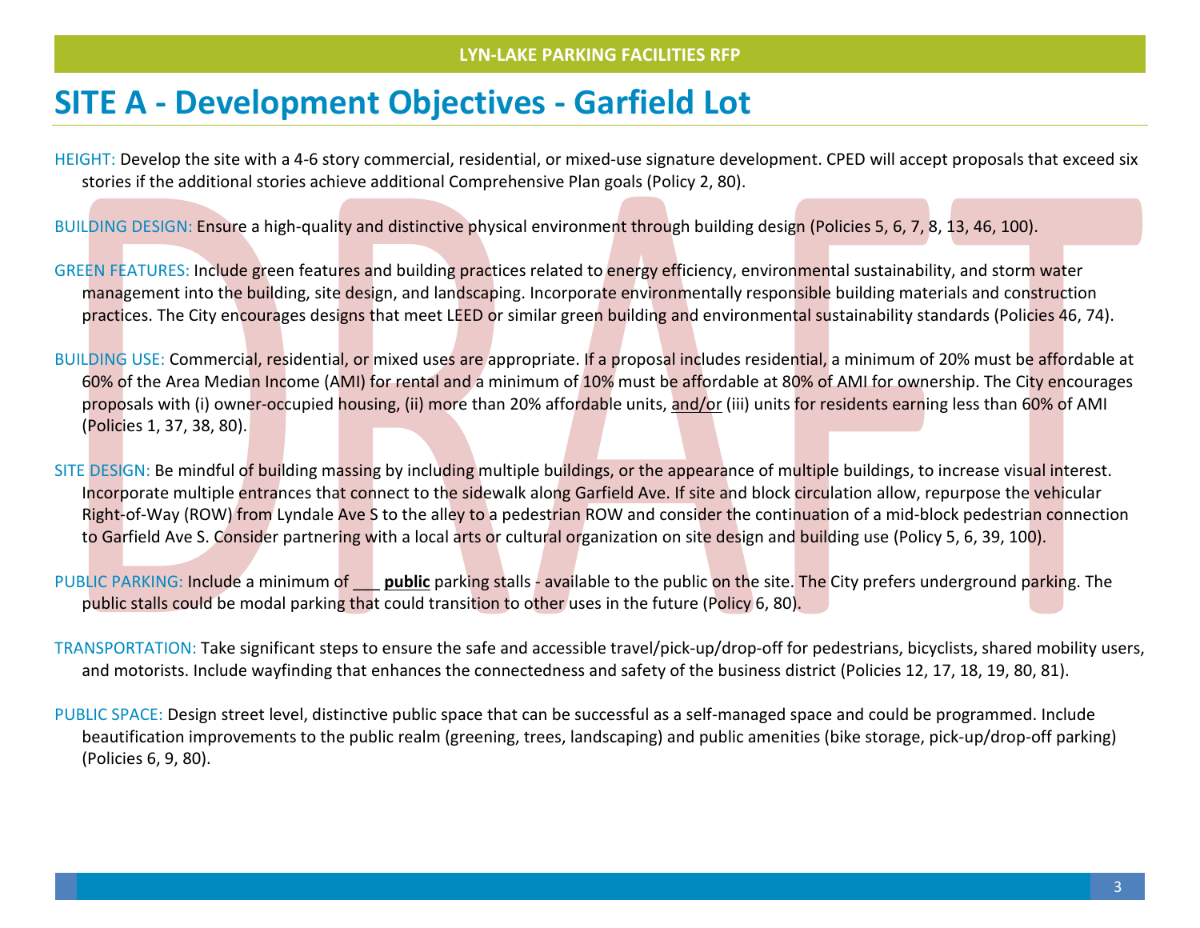# SITE A - Development Objectives - Garfield Lot

HEIGHT: Develop the site with a 4-6 story commercial, residential, or mixed-use signature development. CPED will accept proposals that exceed six stories if the additional stories achieve additional Comprehensive Plan goals (Policy 2, 80).

BUILDING DESIGN: Ensure a high-quality and distinctive physical environment through building design (Policies 5, 6, 7, 8, 13, 46, 100).

GREEN FEATURES: Include green features and building practices related to energy efficiency, environmental sustainability, and storm water management into the building, site design, and landscaping. Incorporate environmentally responsible building materials and construction practices. The City encourages designs that meet LEED or similar green building and environmental sustainability standards (Policies 46, 74).

BUILDING USE: Commercial, residential, or mixed uses are appropriate. If a proposal includes residential, a minimum of 20% must be affordable at 60% of the Area Median Income (AMI) for rental and a minimum of 10% must be affordable at 80% of AMI for ownership. The City encourages proposals with (i) owner-occupied housing, (ii) more than 20% affordable units, and/or (iii) units for residents earning less than 60% of AMI (Policies 1, 37, 38, 80).

SITE DESIGN: Be mindful of building massing by including multiple buildings, or the appearance of multiple buildings, to increase visual interest. Incorporate multiple entrances that connect to the sidewalk along Garfield Ave. If site and block circulation allow, repurpose the vehicular Right-of-Way (ROW) from Lyndale Ave S to the alley to a pedestrian ROW and consider the continuation of a mid-block pedestrian connection to Garfield Ave S. Consider partnering with a local arts or cultural organization on site design and building use (Policy 5, 6, 39, 100).

PUBLIC PARKING: Include a minimum of ___ **public** parking stalls - available to the public on the site. The City prefers underground parking. The public stalls could be modal parking that could transition to other uses in the future (Policy 6, 80).

TRANSPORTATION: Take significant steps to ensure the safe and accessible travel/pick-up/drop-off for pedestrians, bicyclists, shared mobility users, and motorists. Include wayfinding that enhances the connectedness and safety of the business district (Policies 12, 17, 18, 19, 80, 81).

PUBLIC SPACE: Design street level, distinctive public space that can be successful as a self-managed space and could be programmed. Include beautification improvements to the public realm (greening, trees, landscaping) and public amenities (bike storage, pick-up/drop-off parking) (Policies 6, 9, 80).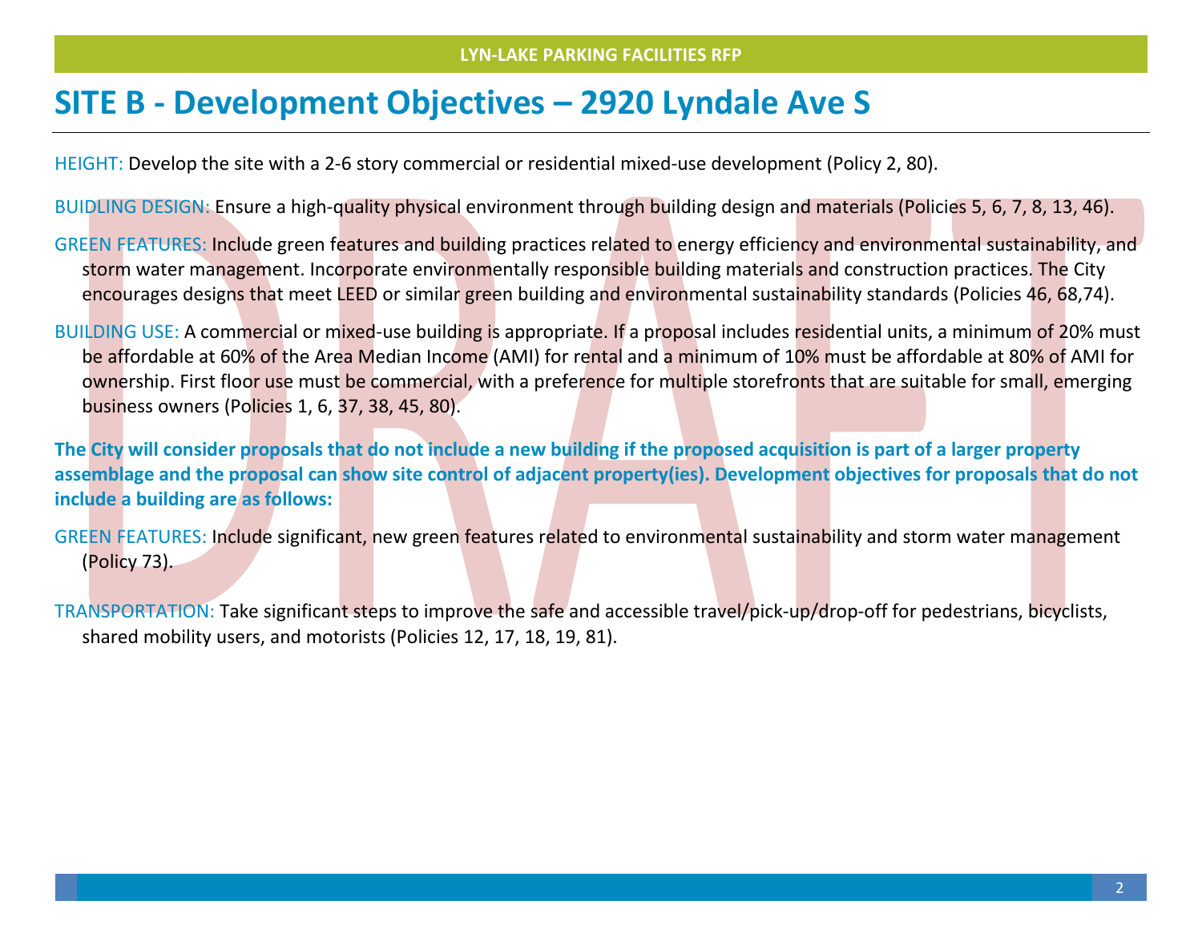# SITE B - Development Objectives – 2920 Lyndale Ave S

HEIGHT: Develop the site with a 2-6 story commercial or residential mixed-use development (Policy 2, 80).

BUIDLING DESIGN: Ensure a high-quality physical environment through building design and materials (Policies 5, 6, 7, 8, 13, 46).

GREEN FEATURES: Include green features and building practices related to energy efficiency and environmental sustainability, and storm water management. Incorporate environmentally responsible building materials and construction practices. The City encourages designs that meet LEED or similar green building and environmental sustainability standards (Policies 46, 68,74).

BUILDING USE: A commercial or mixed-use building is appropriate. If a proposal includes residential units, a minimum of 20% must be affordable at 60% of the Area Median Income (AMI) for rental and a minimum of 10% must be affordable at 80% of AMI for ownership. First floor use must be commercial, with a preference for multiple storefronts that are suitable for small, emerging business owners (Policies 1, 6, 37, 38, 45, 80).

**The City will consider proposals that do not include a new building if the proposed acquisition is part of a larger property assemblage and the proposal can show site control of adjacent property(ies). Development objectives for proposals that do not include a building are as follows:**

GREEN FEATURES: Include significant, new green features related to environmental sustainability and storm water management (Policy 73).

TRANSPORTATION: Take significant steps to improve the safe and accessible travel/pick-up/drop-off for pedestrians, bicyclists, shared mobility users, and motorists (Policies 12, 17, 18, 19, 81).